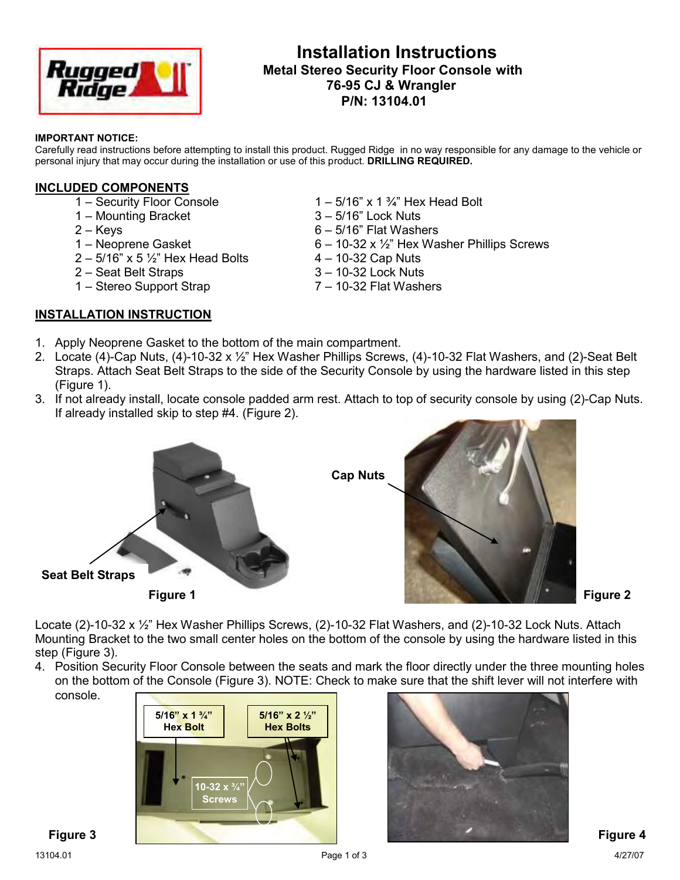# Installation Instructions

## Metal Stereo Security Floor Console with 76-95 CJ & Wrangler

## P/N: 13104.01

**IMPORTANT NOTICE:**
Carefully read instructions before attempting to install this product. Rugged Ridge in no way responsible for any damage to the vehicle or personal injury that may occur during the installation or use of this product. **DRILLING REQUIRED.**

## INCLUDED COMPONENTS

- 1 – Security Floor Console
- 1 – Mounting Bracket
- 2 – Keys
- 1 – Neoprene Gasket
- 2 – 5/16" x 5 ½" Hex Head Bolts
- 2 – Seat Belt Straps
- 1 – Stereo Support Strap
- 1 – 5/16" x 1 ¾" Hex Head Bolt
- 3 – 5/16" Lock Nuts
- 6 – 5/16" Flat Washers
- 6 – 10-32 x ½" Hex Washer Phillips Screws
- 4 – 10-32 Cap Nuts
- 3 – 10-32 Lock Nuts
- 7 – 10-32 Flat Washers

## INSTALLATION INSTRUCTION

1. Apply Neoprene Gasket to the bottom of the main compartment.
2. Locate (4)-Cap Nuts, (4)-10-32 x ½" Hex Washer Phillips Screws, (4)-10-32 Flat Washers, and (2)-Seat Belt Straps. Attach Seat Belt Straps to the side of the Security Console by using the hardware listed in this step (Figure 1).
3. If not already install, locate console padded arm rest. Attach to top of security console by using (2)-Cap Nuts. If already installed skip to step #4. (Figure 2).

Seat Belt Straps

Figure 1

Cap Nuts

Figure 2

Locate (2)-10-32 x ½" Hex Washer Phillips Screws, (2)-10-32 Flat Washers, and (2)-10-32 Lock Nuts. Attach Mounting Bracket to the two small center holes on the bottom of the console by using the hardware listed in this step (Figure 3).

4. Position Security Floor Console between the seats and mark the floor directly under the three mounting holes on the bottom of the Console (Figure 3). NOTE: Check to make sure that the shift lever will not interfere with console.

5/16" x 1 ¾" Hex Bolt

5/16" x 2 ½" Hex Bolts

10-32 x ¾" Screws

Figure 3

Figure 4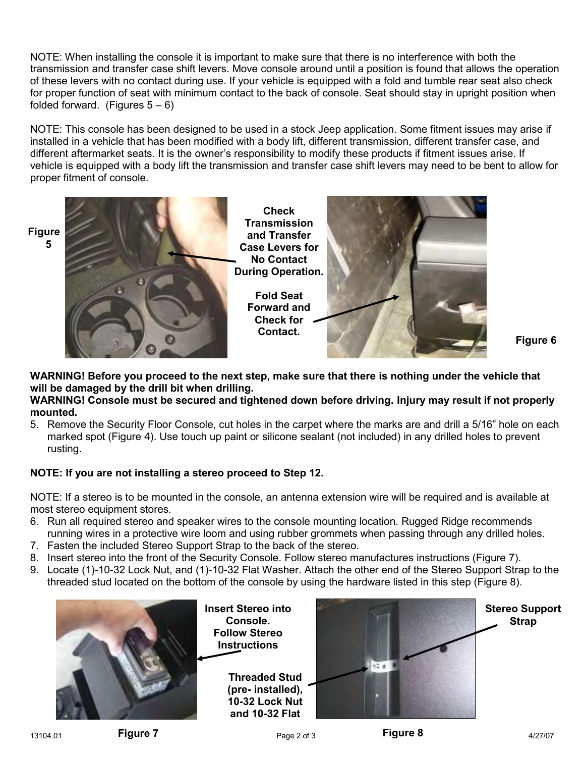NOTE: When installing the console it is important to make sure that there is no interference with both the transmission and transfer case shift levers. Move console around until a position is found that allows the operation of these levers with no contact during use. If your vehicle is equipped with a fold and tumble rear seat also check for proper function of seat with minimum contact to the back of console. Seat should stay in upright position when folded forward. (Figures 5 – 6)

NOTE: This console has been designed to be used in a stock Jeep application. Some fitment issues may arise if installed in a vehicle that has been modified with a body lift, different transmission, different transfer case, and different aftermarket seats. It is the owner's responsibility to modify these products if fitment issues arise. If vehicle is equipped with a body lift the transmission and transfer case shift levers may need to be bent to allow for proper fitment of console.

**Figure 5**

**Check Transmission and Transfer Case Levers for No Contact During Operation.**

**Fold Seat Forward and Check for Contact.**

**Figure 6**

**WARNING! Before you proceed to the next step, make sure that there is nothing under the vehicle that will be damaged by the drill bit when drilling.**

**WARNING! Console must be secured and tightened down before driving. Injury may result if not properly mounted.**

5. Remove the Security Floor Console, cut holes in the carpet where the marks are and drill a 5/16" hole on each marked spot (Figure 4). Use touch up paint or silicone sealant (not included) in any drilled holes to prevent rusting.

**NOTE: If you are not installing a stereo proceed to Step 12.**

NOTE: If a stereo is to be mounted in the console, an antenna extension wire will be required and is available at most stereo equipment stores.

6. Run all required stereo and speaker wires to the console mounting location. Rugged Ridge recommends running wires in a protective wire loom and using rubber grommets when passing through any drilled holes.
7. Fasten the included Stereo Support Strap to the back of the stereo.
8. Insert stereo into the front of the Security Console. Follow stereo manufactures instructions (Figure 7).
9. Locate (1)-10-32 Lock Nut, and (1)-10-32 Flat Washer. Attach the other end of the Stereo Support Strap to the threaded stud located on the bottom of the console by using the hardware listed in this step (Figure 8).

**Insert Stereo into Console. Follow Stereo Instructions**

**Figure 7**

**Threaded Stud (pre- installed), 10-32 Lock Nut and 10-32 Flat**

**Stereo Support Strap**

**Figure 8**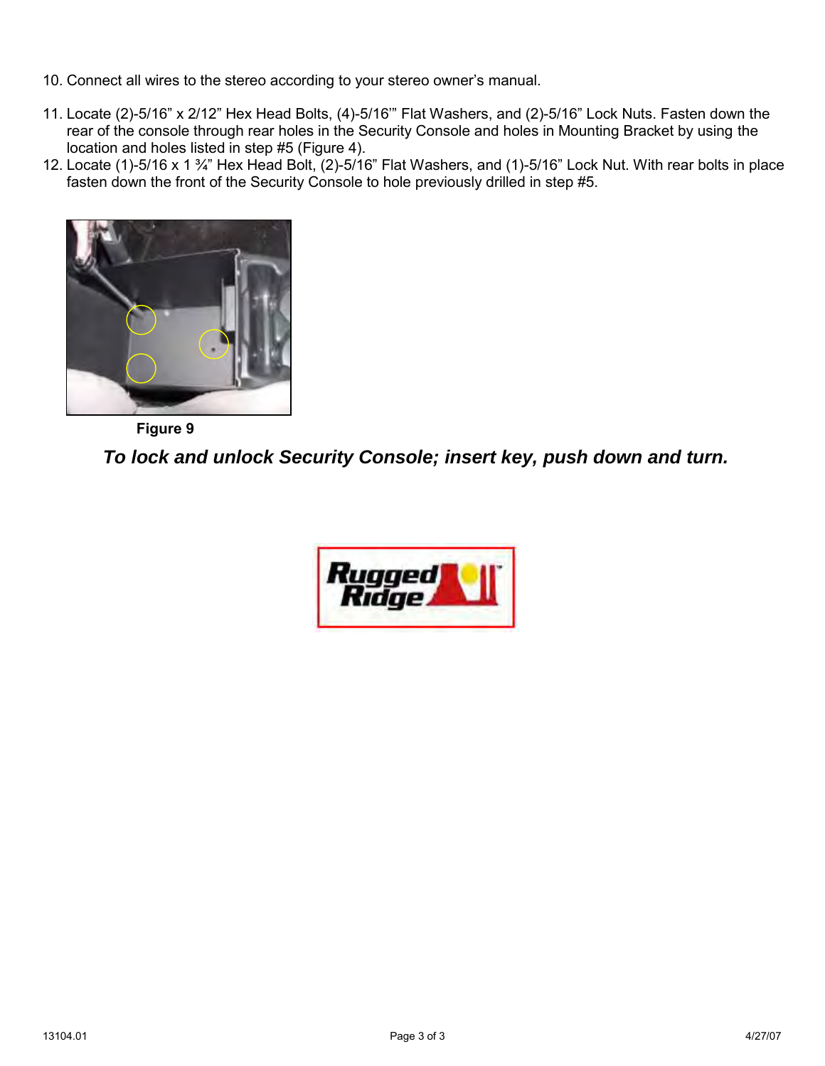10. Connect all wires to the stereo according to your stereo owner's manual.

11. Locate (2)-5/16" x 2/12" Hex Head Bolts, (4)-5/16'" Flat Washers, and (2)-5/16" Lock Nuts. Fasten down the rear of the console through rear holes in the Security Console and holes in Mounting Bracket by using the location and holes listed in step #5 (Figure 4).
12. Locate (1)-5/16 x 1 ¾" Hex Head Bolt, (2)-5/16" Flat Washers, and (1)-5/16" Lock Nut. With rear bolts in place fasten down the front of the Security Console to hole previously drilled in step #5.

**Figure 9**

***To lock and unlock Security Console; insert key, push down and turn.***

13104.01

4/27/07